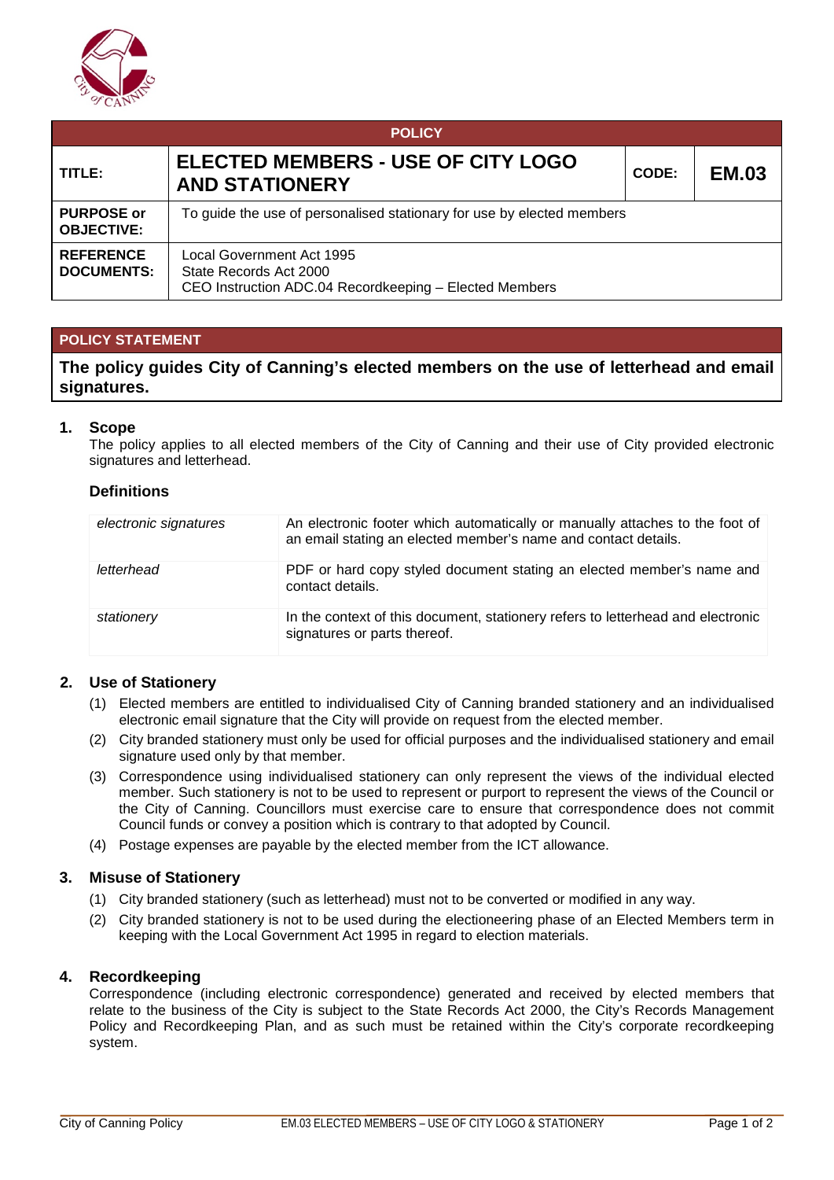| POLICY | | | |
|---|---|---|---|
| **TITLE:** | **ELECTED MEMBERS - USE OF CITY LOGO AND STATIONERY** | **CODE:** | **EM.03** |
| **PURPOSE or OBJECTIVE:** | To guide the use of personalised stationary for use by elected members | | |
| **REFERENCE DOCUMENTS:** | Local Government Act 1995<br>State Records Act 2000<br>CEO Instruction ADC.04 Recordkeeping – Elected Members | | |

## POLICY STATEMENT

**The policy guides City of Canning's elected members on the use of letterhead and email signatures.**

### 1. Scope

The policy applies to all elected members of the City of Canning and their use of City provided electronic signatures and letterhead.

#### Definitions

| | |
|---|---|
| *electronic signatures* | An electronic footer which automatically or manually attaches to the foot of an email stating an elected member's name and contact details. |
| *letterhead* | PDF or hard copy styled document stating an elected member's name and contact details. |
| *stationery* | In the context of this document, stationery refers to letterhead and electronic signatures or parts thereof. |

### 2. Use of Stationery

(1) Elected members are entitled to individualised City of Canning branded stationery and an individualised electronic email signature that the City will provide on request from the elected member.

(2) City branded stationery must only be used for official purposes and the individualised stationery and email signature used only by that member.

(3) Correspondence using individualised stationery can only represent the views of the individual elected member. Such stationery is not to be used to represent or purport to represent the views of the Council or the City of Canning. Councillors must exercise care to ensure that correspondence does not commit Council funds or convey a position which is contrary to that adopted by Council.

(4) Postage expenses are payable by the elected member from the ICT allowance.

### 3. Misuse of Stationery

(1) City branded stationery (such as letterhead) must not to be converted or modified in any way.

(2) City branded stationery is not to be used during the electioneering phase of an Elected Members term in keeping with the Local Government Act 1995 in regard to election materials.

### 4. Recordkeeping

Correspondence (including electronic correspondence) generated and received by elected members that relate to the business of the City is subject to the State Records Act 2000, the City's Records Management Policy and Recordkeeping Plan, and as such must be retained within the City's corporate recordkeeping system.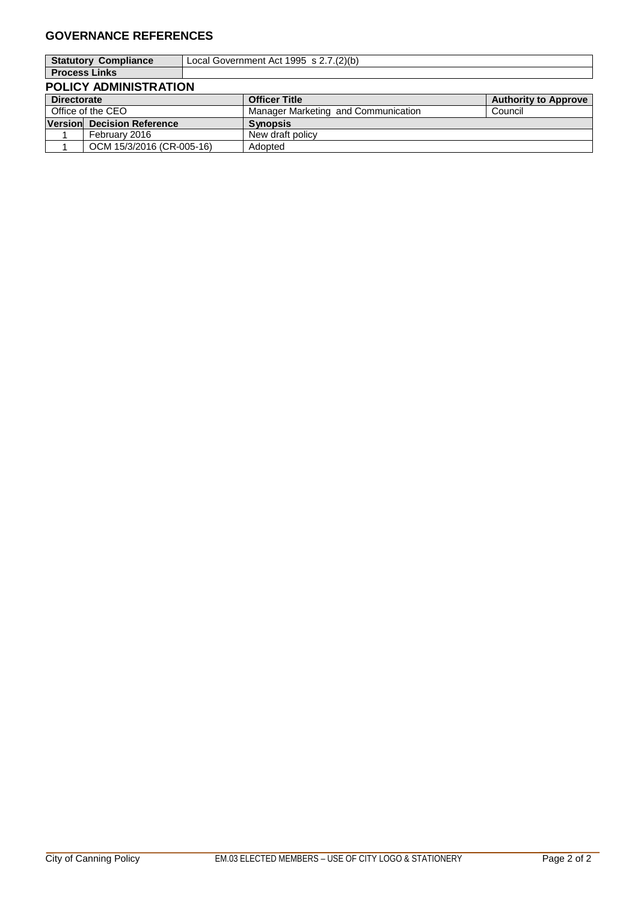## GOVERNANCE REFERENCES

| | |
|---|---|
| **Statutory Compliance** | Local Government Act 1995 s 2.7.(2)(b) |
| **Process Links** | |

## POLICY ADMINISTRATION

| Directorate | | Officer Title | Authority to Approve |
|---|---|---|---|
| Office of the CEO | | Manager Marketing and Communication | Council |
| **Version** | **Decision Reference** | **Synopsis** | |
| 1 | February 2016 | New draft policy | |
| 1 | OCM 15/3/2016 (CR-005-16) | Adopted | |